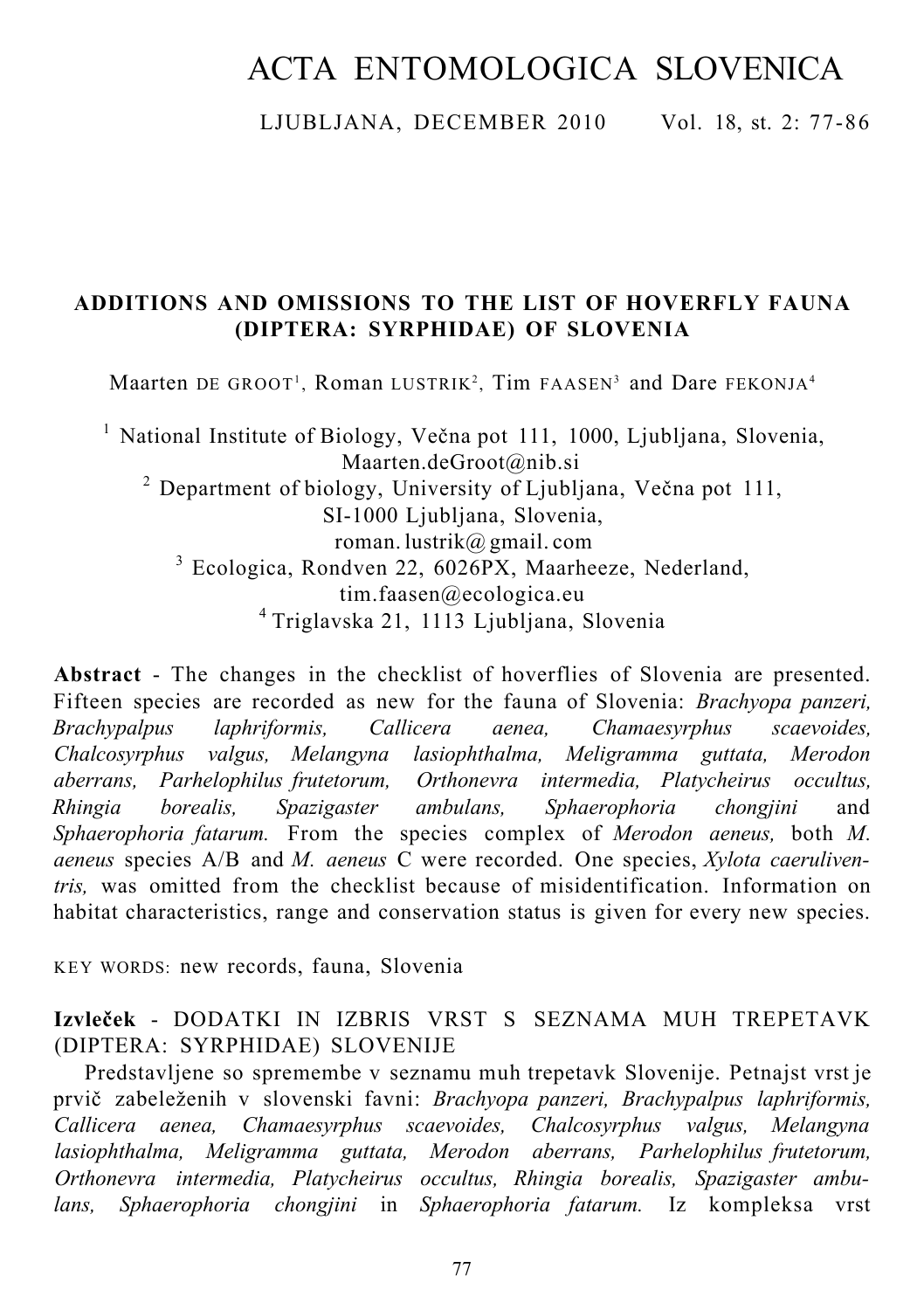# ACTA ENTOMOLOGICA SLOVENICA

LJUBLJANA, DECEMBER 2010 Vol. 18, st. 2: 77-86

## ADDITIONS AND OMISSIONS TO THE LIST OF HOVERFLY FAUNA (DIPTERA: SYRPHIDAE) OF SLOVENIA

Maarten DE GROOT[1], Roman LUSTRIK[2], Tim FAASEN[3] and Dare FEKONJA[4]

[1] National Institute of Biology, Večna pot 111, 1000, Ljubljana, Slovenia, Maarten.deGroot@nib.si
[2] Department of biology, University of Ljubljana, Večna pot 111, SI-1000 Ljubljana, Slovenia, roman.lustrik@gmail.com
[3] Ecologica, Rondven 22, 6026PX, Maarheeze, Nederland, tim.faasen@ecologica.eu
[4] Triglavska 21, 1113 Ljubljana, Slovenia

**Abstract** - The changes in the checklist of hoverflies of Slovenia are presented. Fifteen species are recorded as new for the fauna of Slovenia: *Brachyopa panzeri, Brachypalpus laphriformis, Callicera aenea, Chamaesyrphus scaevoides, Chalcosyrphus valgus, Melangyna lasiophthalma, Meligramma guttata, Merodon aberrans, Parhelophilus frutetorum, Orthonevra intermedia, Platycheirus occultus, Rhingia borealis, Spazigaster ambulans, Sphaerophoria chongjini* and *Sphaerophoria fatarum.* From the species complex of *Merodon aeneus,* both *M. aeneus* species A/B and *M. aeneus* C were recorded. One species, *Xylota caeruliventris,* was omitted from the checklist because of misidentification. Information on habitat characteristics, range and conservation status is given for every new species.

KEY WORDS: new records, fauna, Slovenia

**Izvleček** - DODATKI IN IZBRIS VRST S SEZNAMA MUH TREPETAVK (DIPTERA: SYRPHIDAE) SLOVENIJE

Predstavljene so spremembe v seznamu muh trepetavk Slovenije. Petnajst vrst je prvič zabeleženih v slovenski favni: *Brachyopa panzeri, Brachypalpus laphriformis, Callicera aenea, Chamaesyrphus scaevoides, Chalcosyrphus valgus, Melangyna lasiophthalma, Meligramma guttata, Merodon aberrans, Parhelophilus frutetorum, Orthonevra intermedia, Platycheirus occultus, Rhingia borealis, Spazigaster ambulans, Sphaerophoria chongjini* in *Sphaerophoria fatarum.* Iz kompleksa vrst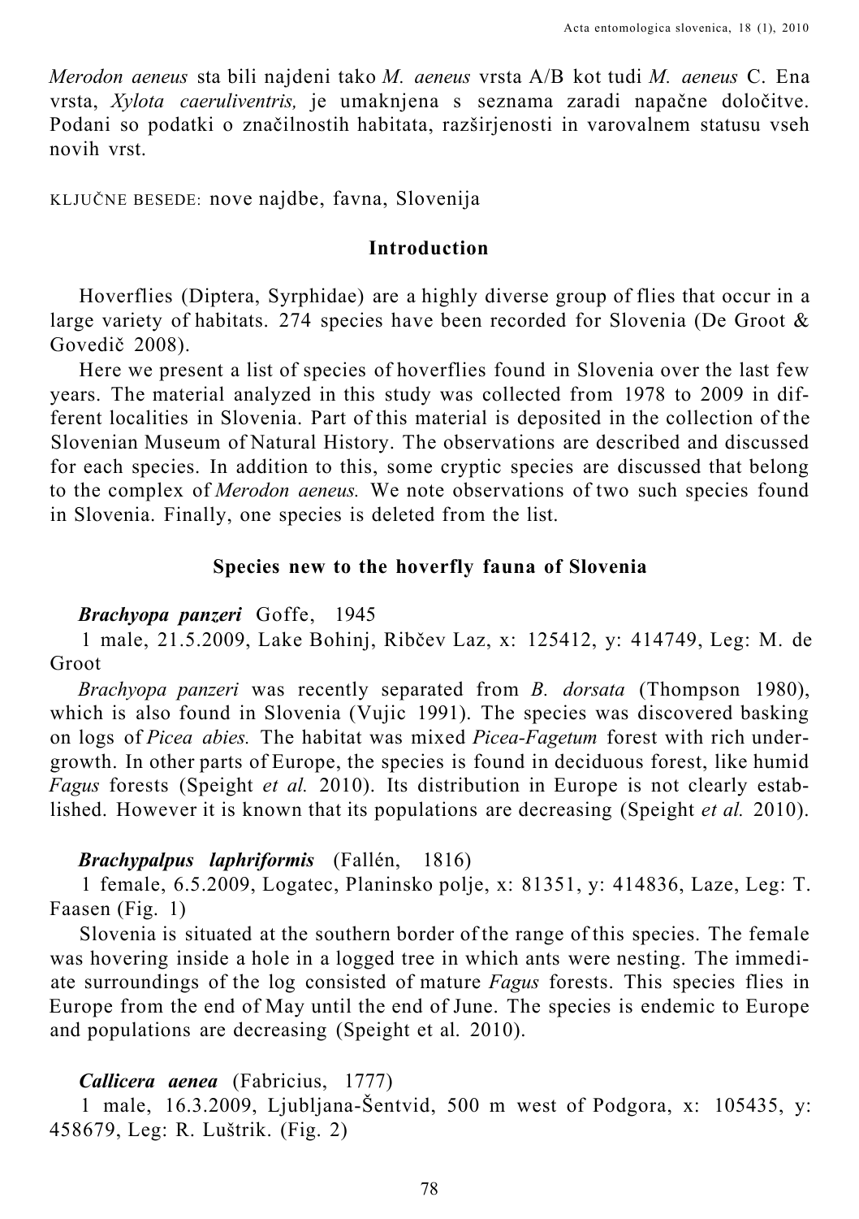*Merodon aeneus* sta bili najdeni tako *M. aeneus* vrsta A/B kot tudi *M. aeneus* C. Ena vrsta, *Xylota caeruliventris,* je umaknjena s seznama zaradi napačne določitve. Podani so podatki o značilnostih habitata, razširjenosti in varovalnem statusu vseh novih vrst.

KLJUČNE BESEDE: nove najdbe, favna, Slovenija

## Introduction

Hoverflies (Diptera, Syrphidae) are a highly diverse group of flies that occur in a large variety of habitats. 274 species have been recorded for Slovenia (De Groot & Govedič 2008).

Here we present a list of species of hoverflies found in Slovenia over the last few years. The material analyzed in this study was collected from 1978 to 2009 in different localities in Slovenia. Part of this material is deposited in the collection of the Slovenian Museum of Natural History. The observations are described and discussed for each species. In addition to this, some cryptic species are discussed that belong to the complex of *Merodon aeneus.* We note observations of two such species found in Slovenia. Finally, one species is deleted from the list.

## Species new to the hoverfly fauna of Slovenia

***Brachyopa panzeri*** Goffe, 1945

1 male, 21.5.2009, Lake Bohinj, Ribčev Laz, x: 125412, y: 414749, Leg: M. de Groot

*Brachyopa panzeri* was recently separated from *B. dorsata* (Thompson 1980), which is also found in Slovenia (Vujic 1991). The species was discovered basking on logs of *Picea abies.* The habitat was mixed *Picea-Fagetum* forest with rich undergrowth. In other parts of Europe, the species is found in deciduous forest, like humid *Fagus* forests (Speight *et al.* 2010). Its distribution in Europe is not clearly established. However it is known that its populations are decreasing (Speight *et al.* 2010).

***Brachypalpus laphriformis*** (Fallén, 1816)

1 female, 6.5.2009, Logatec, Planinsko polje, x: 81351, y: 414836, Laze, Leg: T. Faasen (Fig. 1)

Slovenia is situated at the southern border of the range of this species. The female was hovering inside a hole in a logged tree in which ants were nesting. The immediate surroundings of the log consisted of mature *Fagus* forests. This species flies in Europe from the end of May until the end of June. The species is endemic to Europe and populations are decreasing (Speight et al. 2010).

***Callicera aenea*** (Fabricius, 1777)

1 male, 16.3.2009, Ljubljana-Šentvid, 500 m west of Podgora, x: 105435, y: 458679, Leg: R. Luštrik. (Fig. 2)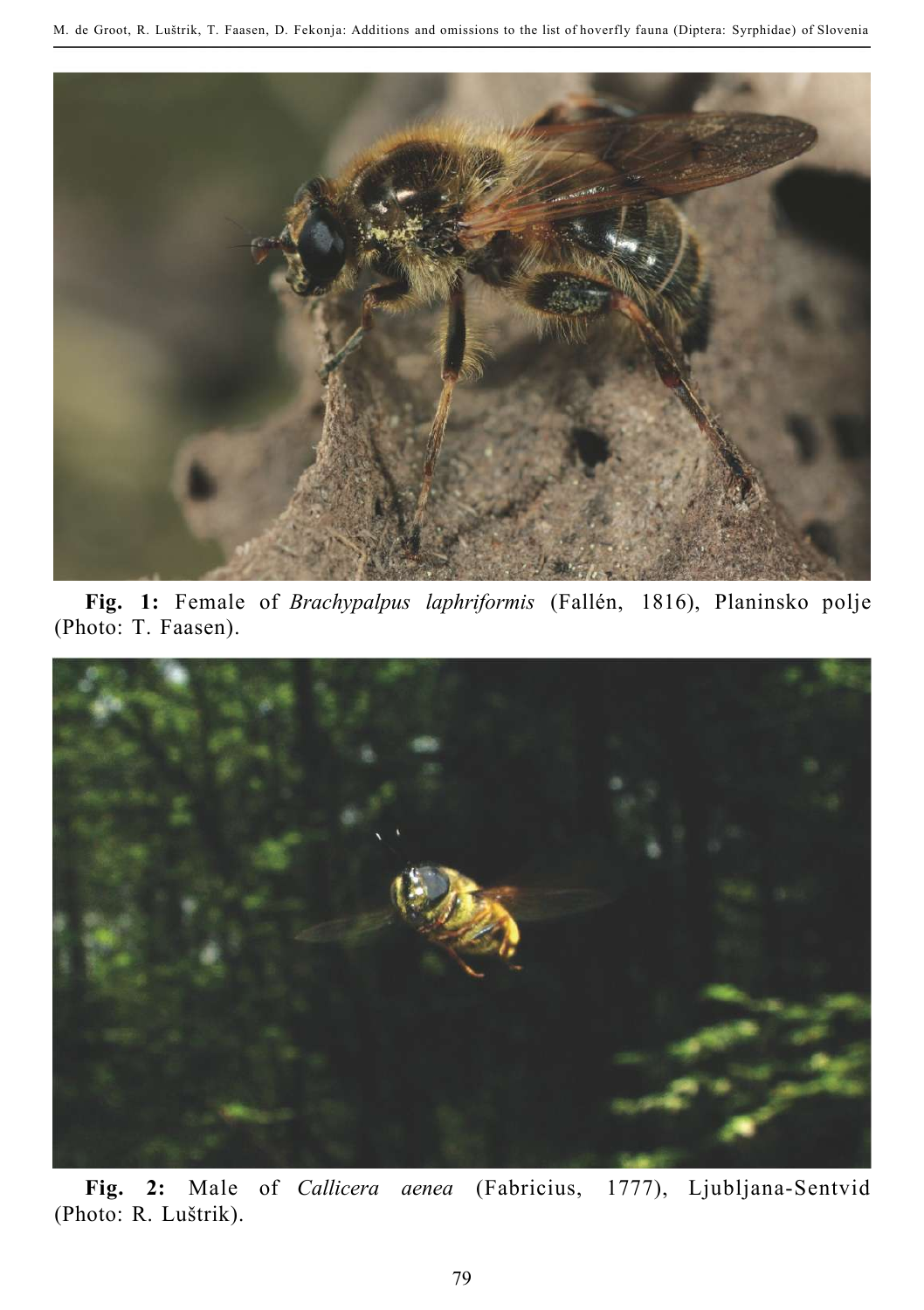**Fig. 1:** Female of *Brachypalpus laphriformis* (Fallén, 1816), Planinsko polje (Photo: T. Faasen).

**Fig. 2:** Male of *Callicera aenea* (Fabricius, 1777), Ljubljana-Sentvid (Photo: R. Luštrik).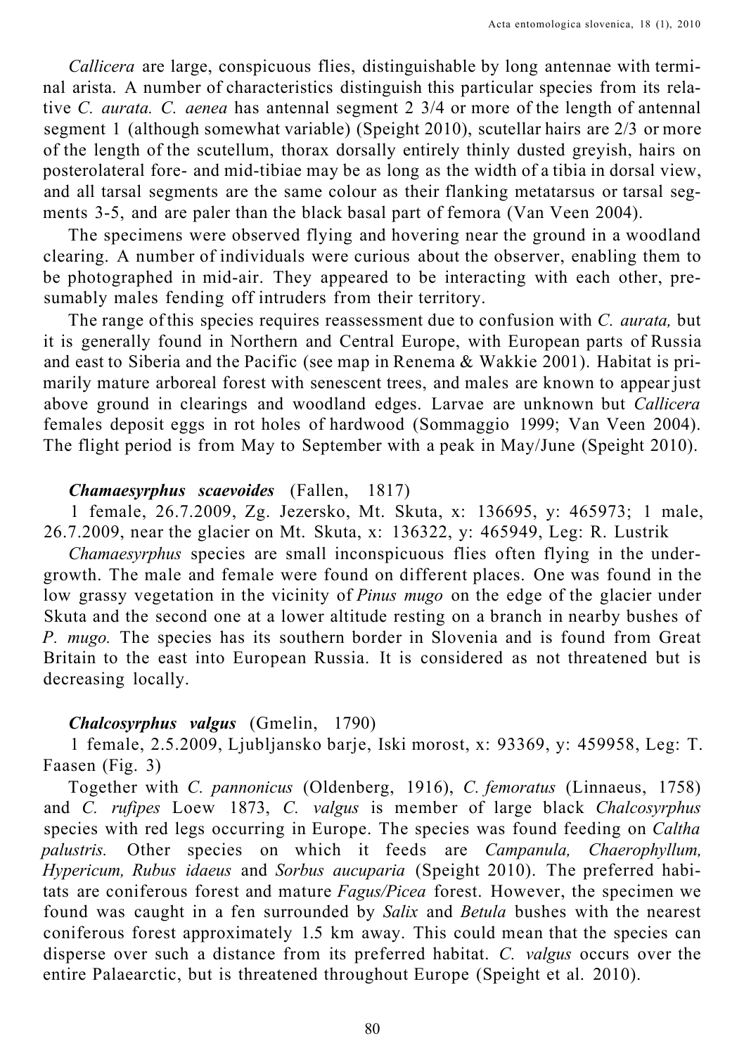*Callicera* are large, conspicuous flies, distinguishable by long antennae with terminal arista. A number of characteristics distinguish this particular species from its relative *C. aurata. C. aenea* has antennal segment 2 3/4 or more of the length of antennal segment 1 (although somewhat variable) (Speight 2010), scutellar hairs are 2/3 or more of the length of the scutellum, thorax dorsally entirely thinly dusted greyish, hairs on posterolateral fore- and mid-tibiae may be as long as the width of a tibia in dorsal view, and all tarsal segments are the same colour as their flanking metatarsus or tarsal segments 3-5, and are paler than the black basal part of femora (Van Veen 2004).

The specimens were observed flying and hovering near the ground in a woodland clearing. A number of individuals were curious about the observer, enabling them to be photographed in mid-air. They appeared to be interacting with each other, presumably males fending off intruders from their territory.

The range of this species requires reassessment due to confusion with *C. aurata,* but it is generally found in Northern and Central Europe, with European parts of Russia and east to Siberia and the Pacific (see map in Renema & Wakkie 2001). Habitat is primarily mature arboreal forest with senescent trees, and males are known to appear just above ground in clearings and woodland edges. Larvae are unknown but *Callicera* females deposit eggs in rot holes of hardwood (Sommaggio 1999; Van Veen 2004). The flight period is from May to September with a peak in May/June (Speight 2010).

***Chamaesyrphus scaevoides*** (Fallen, 1817)

1 female, 26.7.2009, Zg. Jezersko, Mt. Skuta, x: 136695, y: 465973; 1 male, 26.7.2009, near the glacier on Mt. Skuta, x: 136322, y: 465949, Leg: R. Lustrik

*Chamaesyrphus* species are small inconspicuous flies often flying in the undergrowth. The male and female were found on different places. One was found in the low grassy vegetation in the vicinity of *Pinus mugo* on the edge of the glacier under Skuta and the second one at a lower altitude resting on a branch in nearby bushes of *P. mugo.* The species has its southern border in Slovenia and is found from Great Britain to the east into European Russia. It is considered as not threatened but is decreasing locally.

***Chalcosyrphus valgus*** (Gmelin, 1790)

1 female, 2.5.2009, Ljubljansko barje, Iski morost, x: 93369, y: 459958, Leg: T. Faasen (Fig. 3)

Together with *C. pannonicus* (Oldenberg, 1916), *C. femoratus* (Linnaeus, 1758) and *C. rufipes* Loew 1873, *C. valgus* is member of large black *Chalcosyrphus* species with red legs occurring in Europe. The species was found feeding on *Caltha palustris.* Other species on which it feeds are *Campanula, Chaerophyllum, Hypericum, Rubus idaeus* and *Sorbus aucuparia* (Speight 2010). The preferred habitats are coniferous forest and mature *Fagus/Picea* forest. However, the specimen we found was caught in a fen surrounded by *Salix* and *Betula* bushes with the nearest coniferous forest approximately 1.5 km away. This could mean that the species can disperse over such a distance from its preferred habitat. *C. valgus* occurs over the entire Palaearctic, but is threatened throughout Europe (Speight et al. 2010).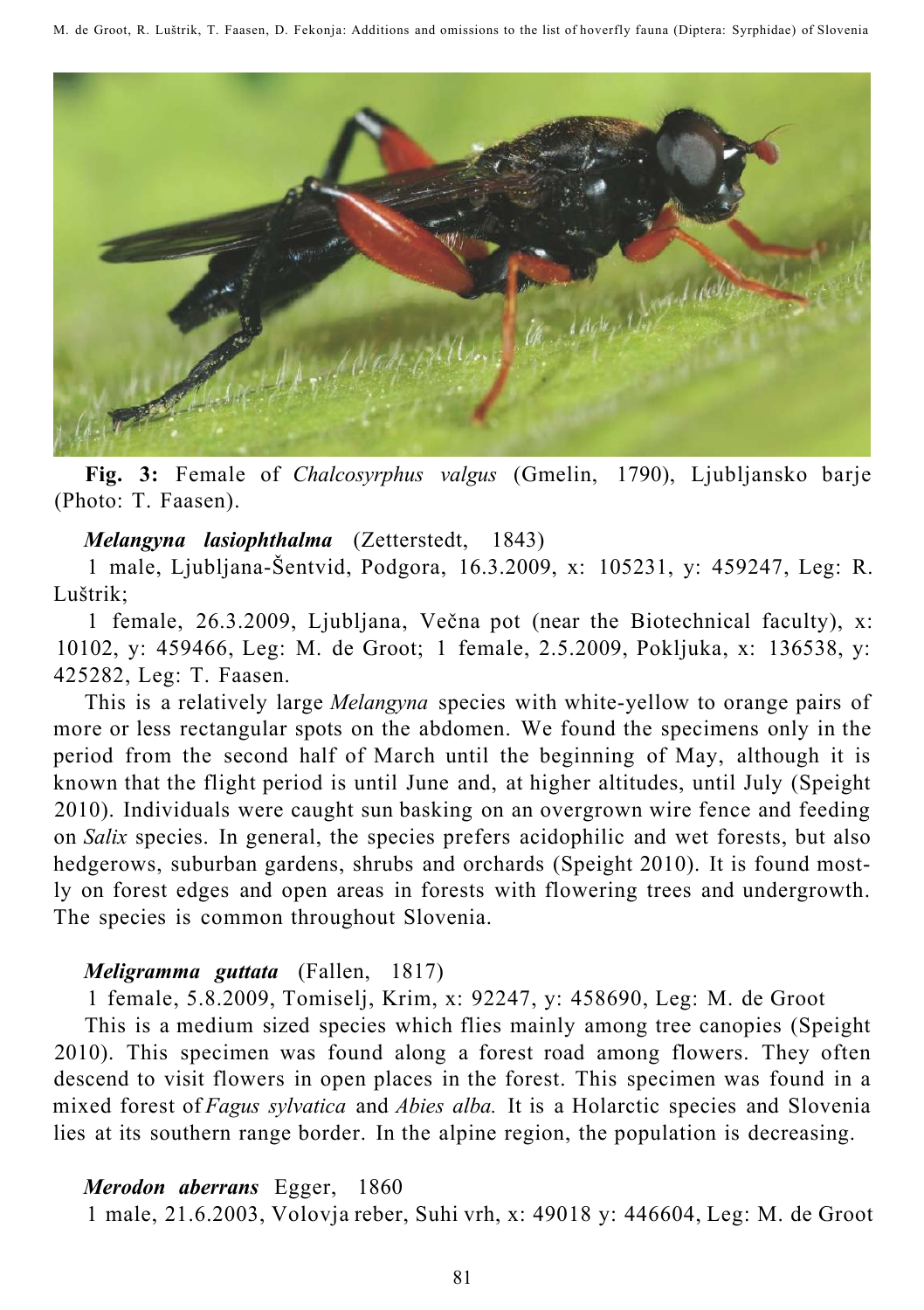**Fig. 3:** Female of *Chalcosyrphus valgus* (Gmelin, 1790), Ljubljansko barje (Photo: T. Faasen).

***Melangyna lasiophthalma*** (Zetterstedt, 1843)

1 male, Ljubljana-Šentvid, Podgora, 16.3.2009, x: 105231, y: 459247, Leg: R. Luštrik;

1 female, 26.3.2009, Ljubljana, Večna pot (near the Biotechnical faculty), x: 10102, y: 459466, Leg: M. de Groot; 1 female, 2.5.2009, Pokljuka, x: 136538, y: 425282, Leg: T. Faasen.

This is a relatively large *Melangyna* species with white-yellow to orange pairs of more or less rectangular spots on the abdomen. We found the specimens only in the period from the second half of March until the beginning of May, although it is known that the flight period is until June and, at higher altitudes, until July (Speight 2010). Individuals were caught sun basking on an overgrown wire fence and feeding on *Salix* species. In general, the species prefers acidophilic and wet forests, but also hedgerows, suburban gardens, shrubs and orchards (Speight 2010). It is found mostly on forest edges and open areas in forests with flowering trees and undergrowth. The species is common throughout Slovenia.

***Meligramma guttata*** (Fallen, 1817)

1 female, 5.8.2009, Tomiselj, Krim, x: 92247, y: 458690, Leg: M. de Groot

This is a medium sized species which flies mainly among tree canopies (Speight 2010). This specimen was found along a forest road among flowers. They often descend to visit flowers in open places in the forest. This specimen was found in a mixed forest of *Fagus sylvatica* and *Abies alba.* It is a Holarctic species and Slovenia lies at its southern range border. In the alpine region, the population is decreasing.

***Merodon aberrans*** Egger, 1860

1 male, 21.6.2003, Volovja reber, Suhi vrh, x: 49018 y: 446604, Leg: M. de Groot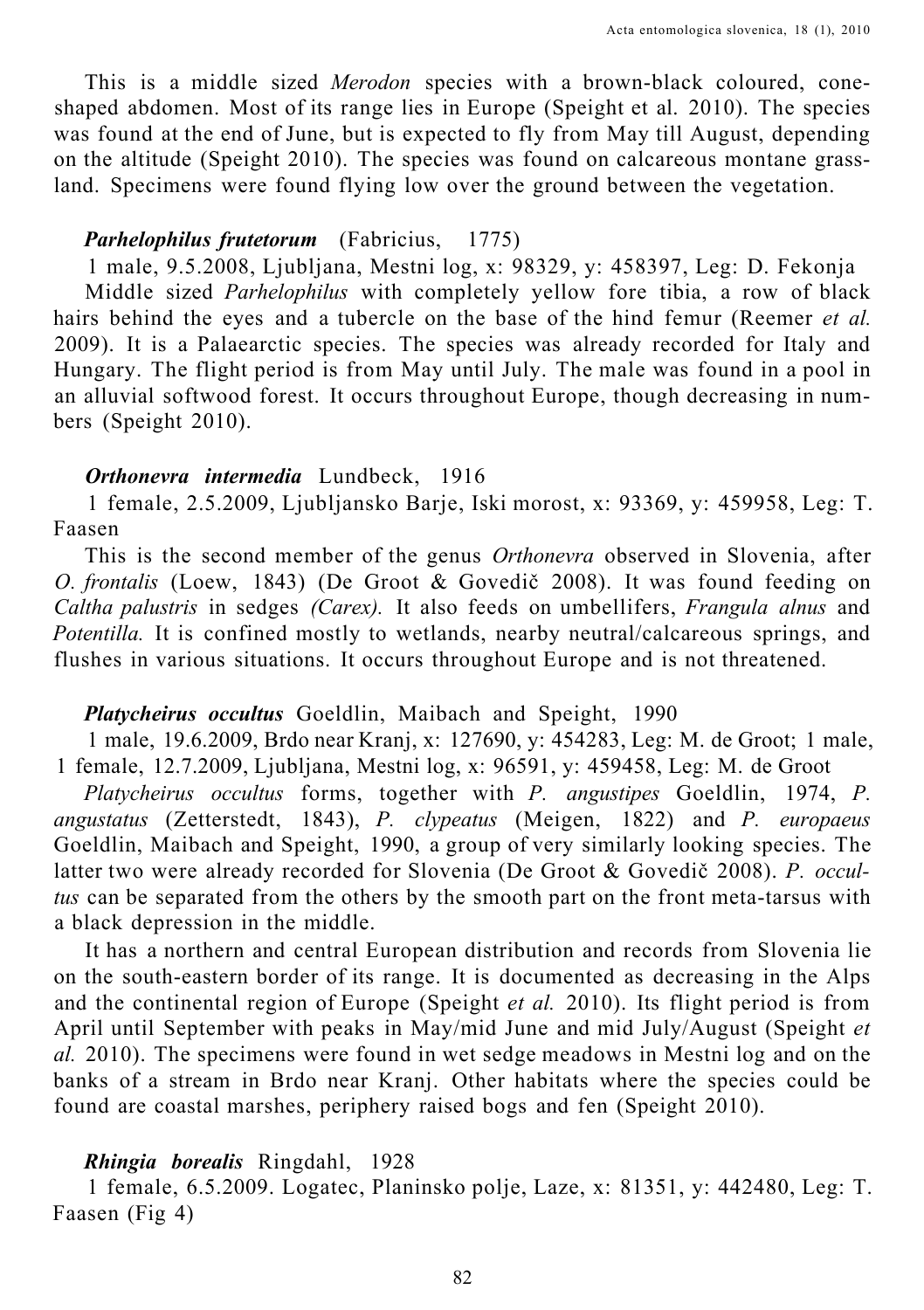This is a middle sized *Merodon* species with a brown-black coloured, cone-shaped abdomen. Most of its range lies in Europe (Speight et al. 2010). The species was found at the end of June, but is expected to fly from May till August, depending on the altitude (Speight 2010). The species was found on calcareous montane grassland. Specimens were found flying low over the ground between the vegetation.

***Parhelophilus frutetorum*** (Fabricius, 1775)

1 male, 9.5.2008, Ljubljana, Mestni log, x: 98329, y: 458397, Leg: D. Fekonja

Middle sized *Parhelophilus* with completely yellow fore tibia, a row of black hairs behind the eyes and a tubercle on the base of the hind femur (Reemer *et al.* 2009). It is a Palaearctic species. The species was already recorded for Italy and Hungary. The flight period is from May until July. The male was found in a pool in an alluvial softwood forest. It occurs throughout Europe, though decreasing in numbers (Speight 2010).

***Orthonevra intermedia*** Lundbeck, 1916

1 female, 2.5.2009, Ljubljansko Barje, Iski morost, x: 93369, y: 459958, Leg: T. Faasen

This is the second member of the genus *Orthonevra* observed in Slovenia, after *O. frontalis* (Loew, 1843) (De Groot & Govedič 2008). It was found feeding on *Caltha palustris* in sedges *(Carex).* It also feeds on umbellifers, *Frangula alnus* and *Potentilla.* It is confined mostly to wetlands, nearby neutral/calcareous springs, and flushes in various situations. It occurs throughout Europe and is not threatened.

***Platycheirus occultus*** Goeldlin, Maibach and Speight, 1990

1 male, 19.6.2009, Brdo near Kranj, x: 127690, y: 454283, Leg: M. de Groot; 1 male, 1 female, 12.7.2009, Ljubljana, Mestni log, x: 96591, y: 459458, Leg: M. de Groot

*Platycheirus occultus* forms, together with *P. angustipes* Goeldlin, 1974, *P. angustatus* (Zetterstedt, 1843), *P. clypeatus* (Meigen, 1822) and *P. europaeus* Goeldlin, Maibach and Speight, 1990, a group of very similarly looking species. The latter two were already recorded for Slovenia (De Groot & Govedič 2008). *P. occultus* can be separated from the others by the smooth part on the front meta-tarsus with a black depression in the middle.

It has a northern and central European distribution and records from Slovenia lie on the south-eastern border of its range. It is documented as decreasing in the Alps and the continental region of Europe (Speight *et al.* 2010). Its flight period is from April until September with peaks in May/mid June and mid July/August (Speight *et al.* 2010). The specimens were found in wet sedge meadows in Mestni log and on the banks of a stream in Brdo near Kranj. Other habitats where the species could be found are coastal marshes, periphery raised bogs and fen (Speight 2010).

***Rhingia borealis*** Ringdahl, 1928

1 female, 6.5.2009. Logatec, Planinsko polje, Laze, x: 81351, y: 442480, Leg: T. Faasen (Fig 4)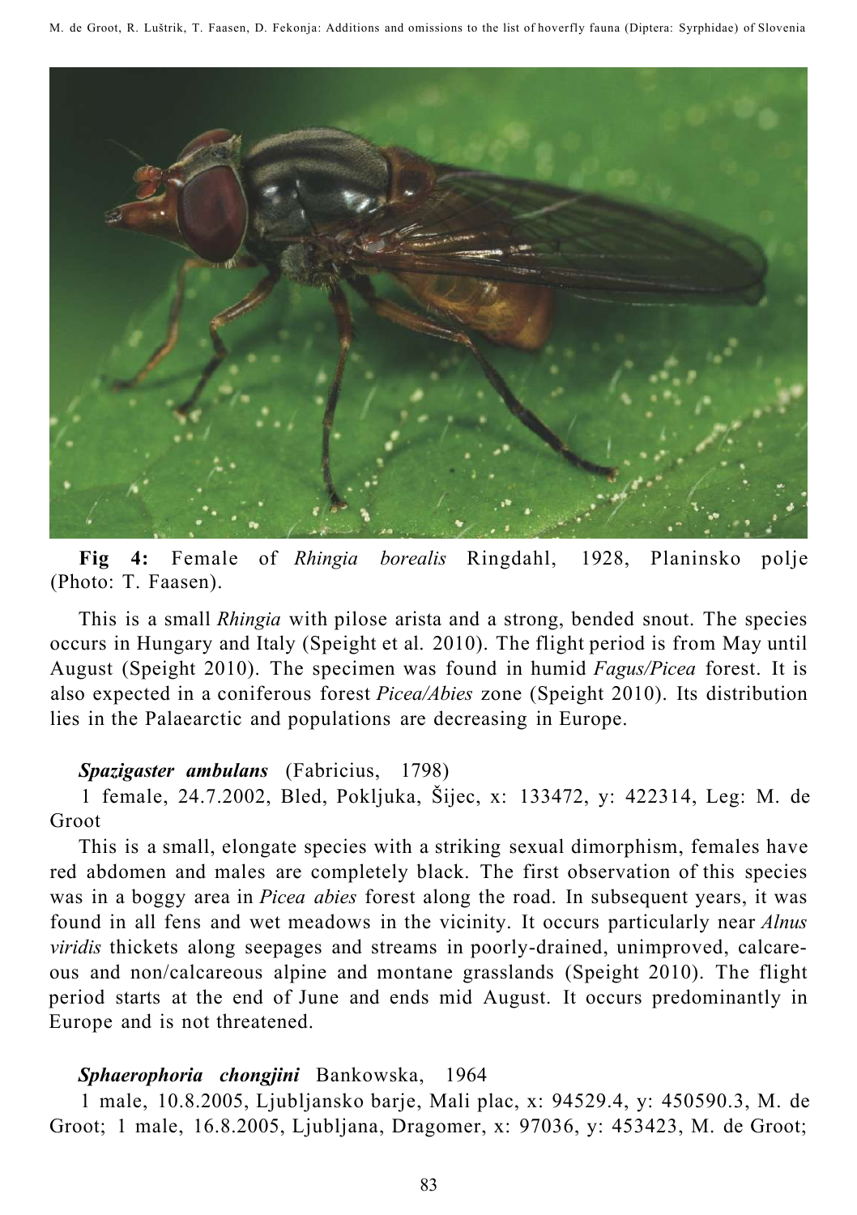**Fig 4:** Female of *Rhingia borealis* Ringdahl, 1928, Planinsko polje (Photo: T. Faasen).

This is a small *Rhingia* with pilose arista and a strong, bended snout. The species occurs in Hungary and Italy (Speight et al. 2010). The flight period is from May until August (Speight 2010). The specimen was found in humid *Fagus/Picea* forest. It is also expected in a coniferous forest *Picea/Abies* zone (Speight 2010). Its distribution lies in the Palaearctic and populations are decreasing in Europe.

***Spazigaster ambulans*** (Fabricius, 1798)

1 female, 24.7.2002, Bled, Pokljuka, Šijec, x: 133472, y: 422314, Leg: M. de Groot

This is a small, elongate species with a striking sexual dimorphism, females have red abdomen and males are completely black. The first observation of this species was in a boggy area in *Picea abies* forest along the road. In subsequent years, it was found in all fens and wet meadows in the vicinity. It occurs particularly near *Alnus viridis* thickets along seepages and streams in poorly-drained, unimproved, calcareous and non/calcareous alpine and montane grasslands (Speight 2010). The flight period starts at the end of June and ends mid August. It occurs predominantly in Europe and is not threatened.

***Sphaerophoria chongjini*** Bankowska, 1964

1 male, 10.8.2005, Ljubljansko barje, Mali plac, x: 94529.4, y: 450590.3, M. de Groot; 1 male, 16.8.2005, Ljubljana, Dragomer, x: 97036, y: 453423, M. de Groot;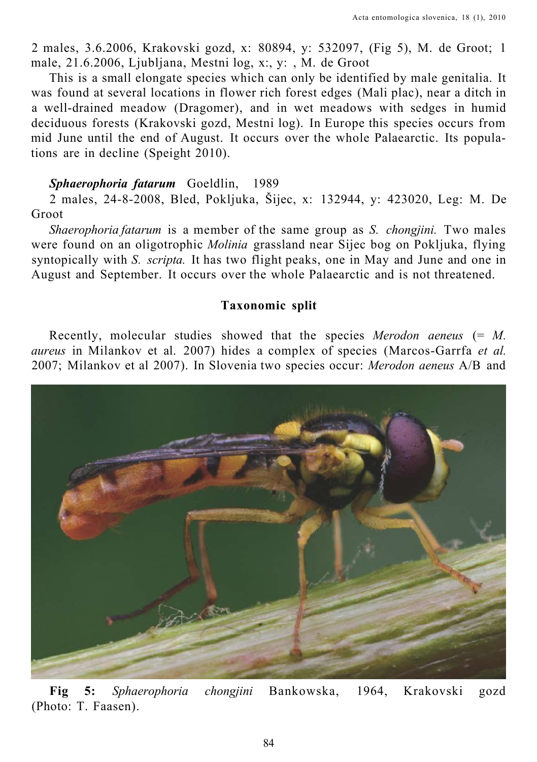2 males, 3.6.2006, Krakovski gozd, x: 80894, y: 532097, (Fig 5), M. de Groot; 1 male, 21.6.2006, Ljubljana, Mestni log, x:, y: , M. de Groot

This is a small elongate species which can only be identified by male genitalia. It was found at several locations in flower rich forest edges (Mali plac), near a ditch in a well-drained meadow (Dragomer), and in wet meadows with sedges in humid deciduous forests (Krakovski gozd, Mestni log). In Europe this species occurs from mid June until the end of August. It occurs over the whole Palaearctic. Its populations are in decline (Speight 2010).

***Sphaerophoria fatarum*** Goeldlin, 1989

2 males, 24-8-2008, Bled, Pokljuka, Šijec, x: 132944, y: 423020, Leg: M. De Groot

*Shaerophoria fatarum* is a member of the same group as *S. chongjini.* Two males were found on an oligotrophic *Molinia* grassland near Sijec bog on Pokljuka, flying syntopically with *S. scripta.* It has two flight peaks, one in May and June and one in August and September. It occurs over the whole Palaearctic and is not threatened.

## Taxonomic split

Recently, molecular studies showed that the species *Merodon aeneus* (= *M. aureus* in Milankov et al. 2007) hides a complex of species (Marcos-Garrfa *et al.* 2007; Milankov et al 2007). In Slovenia two species occur: *Merodon aeneus* A/B and

**Fig 5:** *Sphaerophoria chongjini* Bankowska, 1964, Krakovski gozd (Photo: T. Faasen).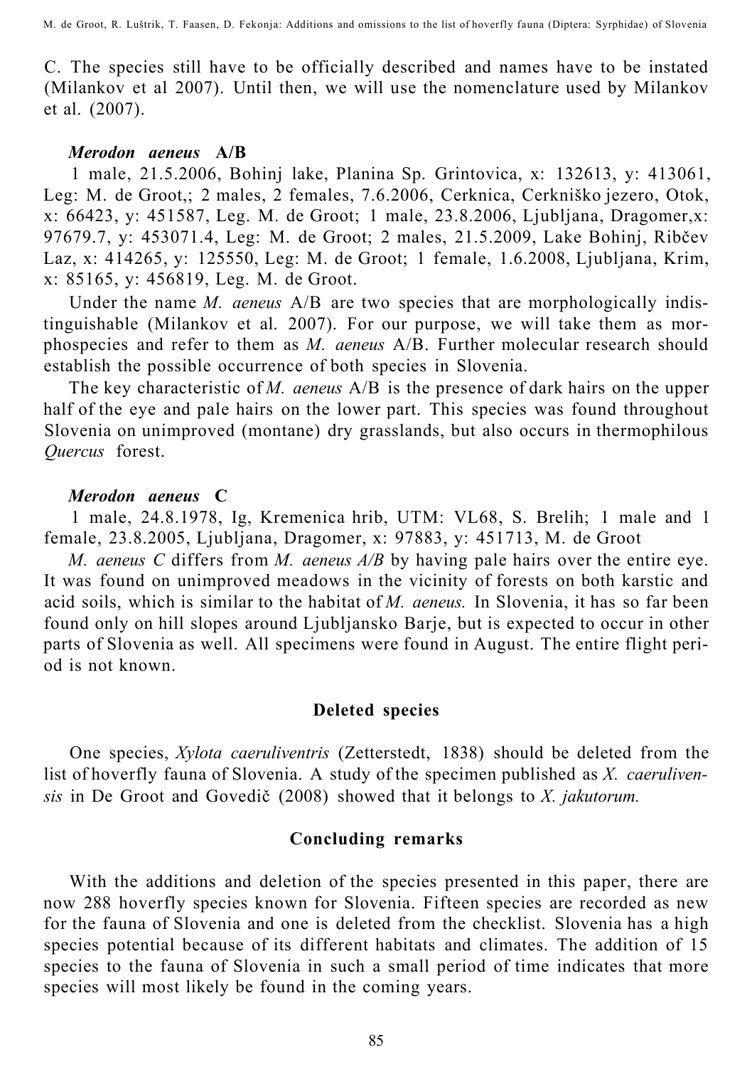C. The species still have to be officially described and names have to be instated (Milankov et al 2007). Until then, we will use the nomenclature used by Milankov et al. (2007).

### *Merodon aeneus* A/B

1 male, 21.5.2006, Bohinj lake, Planina Sp. Grintovica, x: 132613, y: 413061, Leg: M. de Groot,; 2 males, 2 females, 7.6.2006, Cerknica, Cerkniško jezero, Otok, x: 66423, y: 451587, Leg. M. de Groot; 1 male, 23.8.2006, Ljubljana, Dragomer,x: 97679.7, y: 453071.4, Leg: M. de Groot; 2 males, 21.5.2009, Lake Bohinj, Ribčev Laz, x: 414265, y: 125550, Leg: M. de Groot; 1 female, 1.6.2008, Ljubljana, Krim, x: 85165, y: 456819, Leg. M. de Groot.

Under the name *M. aeneus* A/B are two species that are morphologically indistinguishable (Milankov et al. 2007). For our purpose, we will take them as morphospecies and refer to them as *M. aeneus* A/B. Further molecular research should establish the possible occurrence of both species in Slovenia.

The key characteristic of *M. aeneus* A/B is the presence of dark hairs on the upper half of the eye and pale hairs on the lower part. This species was found throughout Slovenia on unimproved (montane) dry grasslands, but also occurs in thermophilous *Quercus* forest.

### *Merodon aeneus* C

1 male, 24.8.1978, Ig, Kremenica hrib, UTM: VL68, S. Brelih; 1 male and 1 female, 23.8.2005, Ljubljana, Dragomer, x: 97883, y: 451713, M. de Groot

*M. aeneus C* differs from *M. aeneus A/B* by having pale hairs over the entire eye. It was found on unimproved meadows in the vicinity of forests on both karstic and acid soils, which is similar to the habitat of *M. aeneus.* In Slovenia, it has so far been found only on hill slopes around Ljubljansko Barje, but is expected to occur in other parts of Slovenia as well. All specimens were found in August. The entire flight period is not known.

## Deleted species

One species, *Xylota caeruliventris* (Zetterstedt, 1838) should be deleted from the list of hoverfly fauna of Slovenia. A study of the specimen published as *X. caeruliven­sis* in De Groot and Govedič (2008) showed that it belongs to *X. jakutorum.*

## Concluding remarks

With the additions and deletion of the species presented in this paper, there are now 288 hoverfly species known for Slovenia. Fifteen species are recorded as new for the fauna of Slovenia and one is deleted from the checklist. Slovenia has a high species potential because of its different habitats and climates. The addition of 15 species to the fauna of Slovenia in such a small period of time indicates that more species will most likely be found in the coming years.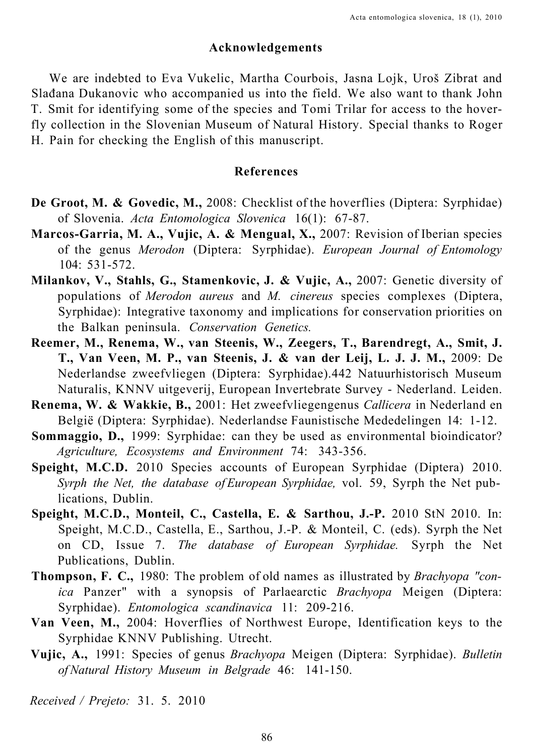## Acknowledgements

We are indebted to Eva Vukelic, Martha Courbois, Jasna Lojk, Uroš Zibrat and Slađana Dukanovic who accompanied us into the field. We also want to thank John T. Smit for identifying some of the species and Tomi Trilar for access to the hoverfly collection in the Slovenian Museum of Natural History. Special thanks to Roger H. Pain for checking the English of this manuscript.

## References

**De Groot, M. & Govedic, M.,** 2008: Checklist of the hoverflies (Diptera: Syrphidae) of Slovenia. *Acta Entomologica Slovenica* 16(1): 67-87.

**Marcos-Garria, M. A., Vujic, A. & Mengual, X.,** 2007: Revision of Iberian species of the genus *Merodon* (Diptera: Syrphidae). *European Journal of Entomology* 104: 531-572.

**Milankov, V., Stahls, G., Stamenkovic, J. & Vujic, A.,** 2007: Genetic diversity of populations of *Merodon aureus* and *M. cinereus* species complexes (Diptera, Syrphidae): Integrative taxonomy and implications for conservation priorities on the Balkan peninsula. *Conservation Genetics.*

**Reemer, M., Renema, W., van Steenis, W., Zeegers, T., Barendregt, A., Smit, J. T., Van Veen, M. P., van Steenis, J. & van der Leij, L. J. J. M.,** 2009: De Nederlandse zweefvliegen (Diptera: Syrphidae).442 Natuurhistorisch Museum Naturalis, KNNV uitgeverij, European Invertebrate Survey - Nederland. Leiden.

**Renema, W. & Wakkie, B.,** 2001: Het zweefvliegengenus *Callicera* in Nederland en België (Diptera: Syrphidae). Nederlandse Faunistische Mededelingen 14: 1-12.

**Sommaggio, D.,** 1999: Syrphidae: can they be used as environmental bioindicator? *Agriculture, Ecosystems and Environment* 74: 343-356.

**Speight, M.C.D.** 2010 Species accounts of European Syrphidae (Diptera) 2010. *Syrph the Net, the database of European Syrphidae,* vol. 59, Syrph the Net publications, Dublin.

**Speight, M.C.D., Monteil, C., Castella, E. & Sarthou, J.-P.** 2010 StN 2010. In: Speight, M.C.D., Castella, E., Sarthou, J.-P. & Monteil, C. (eds). Syrph the Net on CD, Issue 7. *The database of European Syrphidae.* Syrph the Net Publications, Dublin.

**Thompson, F. C.,** 1980: The problem of old names as illustrated by *Brachyopa "conica* Panzer" with a synopsis of Parlaearctic *Brachyopa* Meigen (Diptera: Syrphidae). *Entomologica scandinavica* 11: 209-216.

**Van Veen, M.,** 2004: Hoverflies of Northwest Europe, Identification keys to the Syrphidae KNNV Publishing. Utrecht.

**Vujic, A.,** 1991: Species of genus *Brachyopa* Meigen (Diptera: Syrphidae). *Bulletin of Natural History Museum in Belgrade* 46: 141-150.

*Received / Prejeto:* 31. 5. 2010